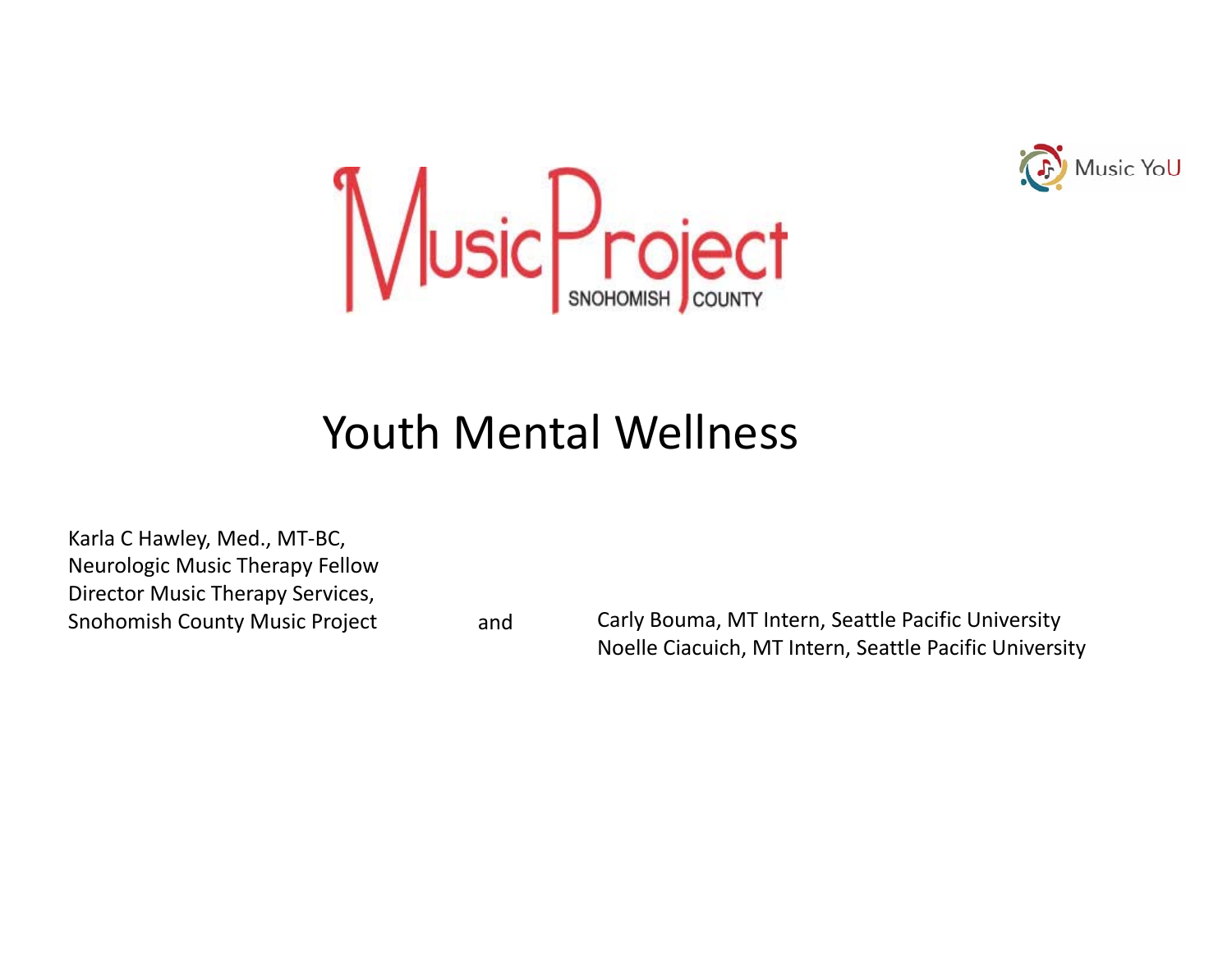MusicProject SNOHOMISH COUNTY

Music YoU

# Youth Mental Wellness

Karla C Hawley, Med., MT-BC,
Neurologic Music Therapy Fellow
Director Music Therapy Services,
Snohomish County Music Project

and

Carly Bouma, MT Intern, Seattle Pacific University
Noelle Ciacuich, MT Intern, Seattle Pacific University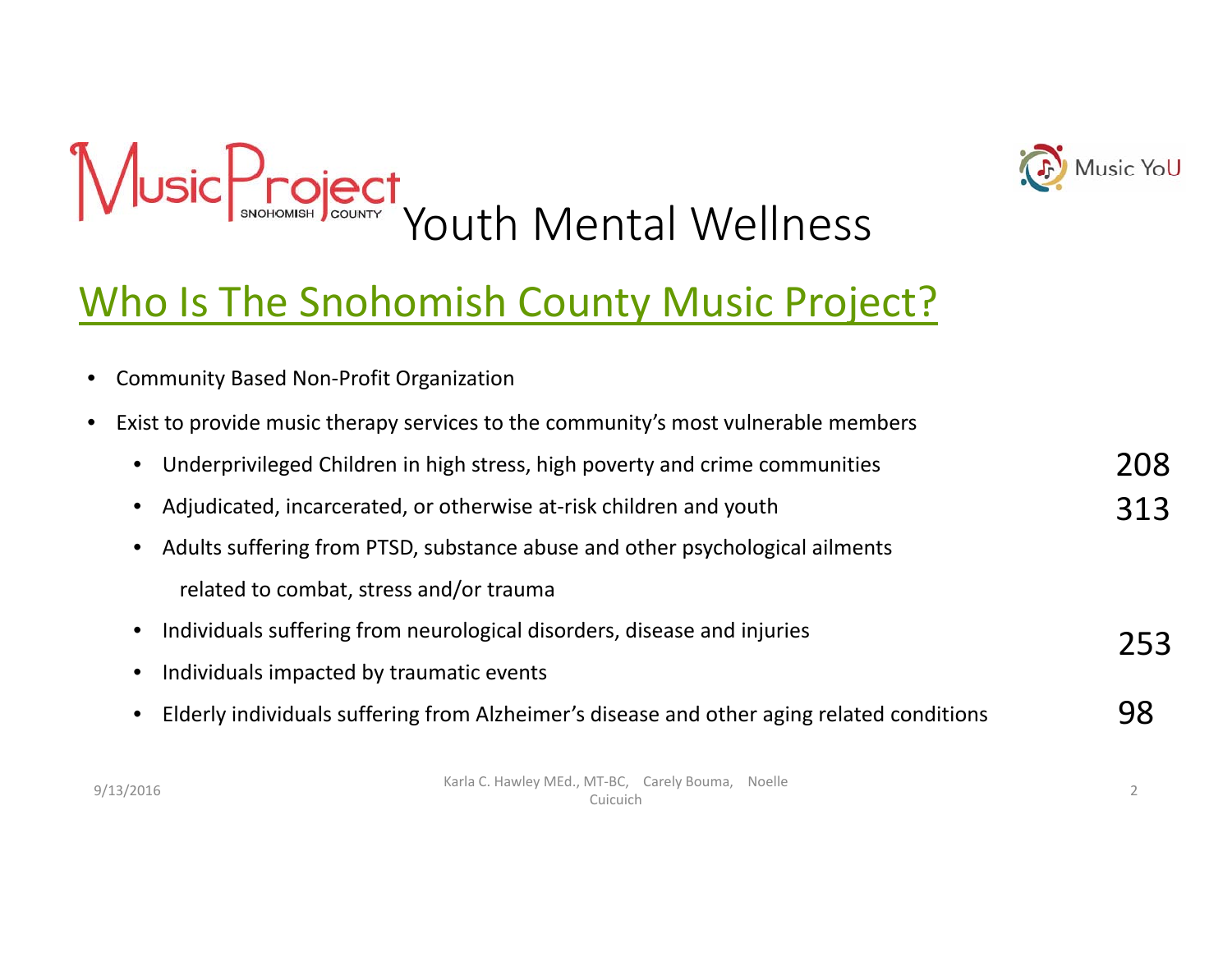# MusicProject SNOHOMISH COUNTY Youth Mental Wellness

Music YoU

## Who Is The Snohomish County Music Project?

- Community Based Non-Profit Organization
- Exist to provide music therapy services to the community's most vulnerable members
  - Underprivileged Children in high stress, high poverty and crime communities — 208
  - Adjudicated, incarcerated, or otherwise at-risk children and youth — 313
  - Adults suffering from PTSD, substance abuse and other psychological ailments related to combat, stress and/or trauma
  - Individuals suffering from neurological disorders, disease and injuries — 253
  - Individuals impacted by traumatic events
  - Elderly individuals suffering from Alzheimer's disease and other aging related conditions — 98

9/13/2016 Karla C. Hawley MEd., MT-BC, Carely Bouma, Noelle Cuicuich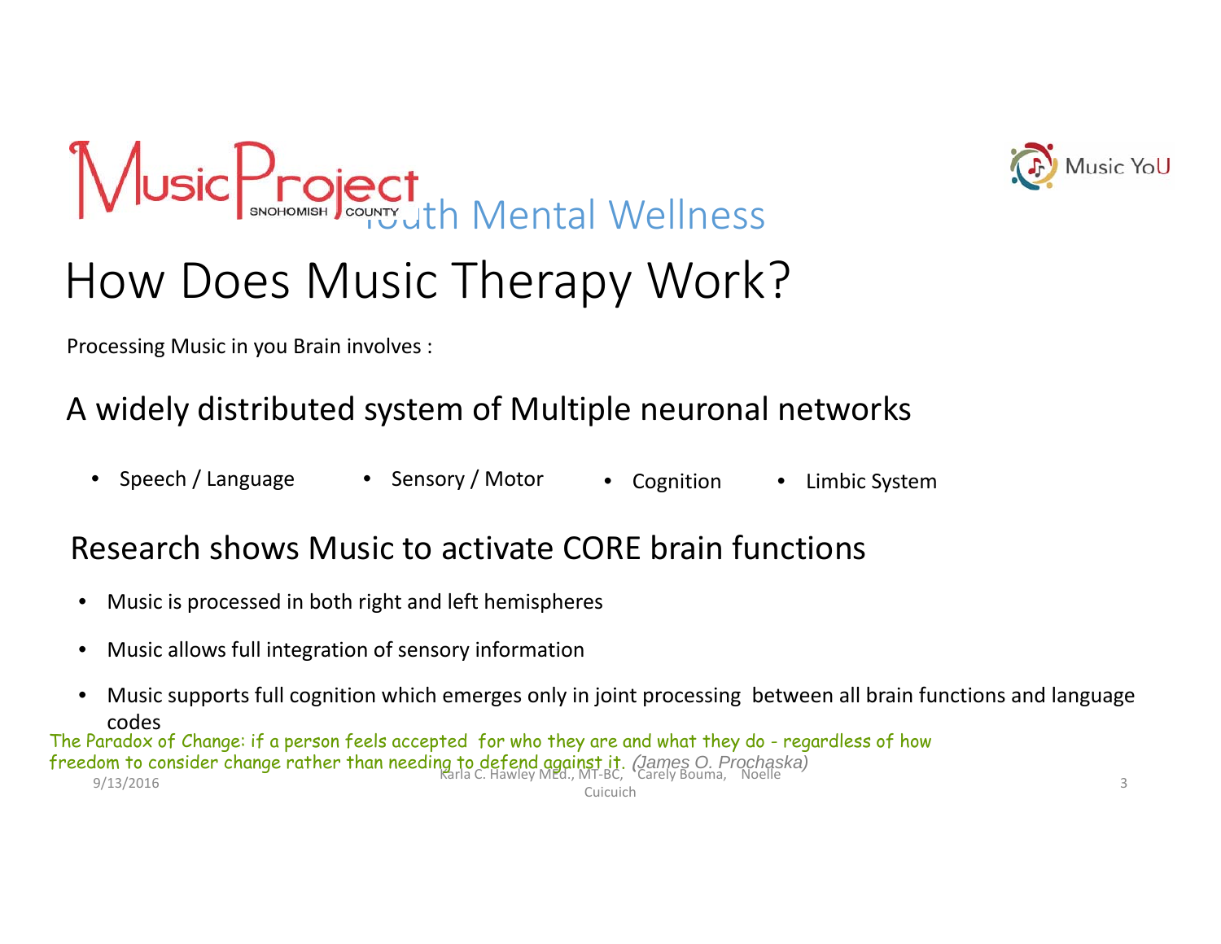Music Project Snohomish County — Youth Mental Wellness

Music YoU

# How Does Music Therapy Work?

Processing Music in you Brain involves :

## A widely distributed system of Multiple neuronal networks

- Speech / Language
- Sensory / Motor
- Cognition
- Limbic System

## Research shows Music to activate CORE brain functions

- Music is processed in both right and left hemispheres
- Music allows full integration of sensory information
- Music supports full cognition which emerges only in joint processing between all brain functions and language codes

The Paradox of Change: if a person feels accepted for who they are and what they do - regardless of how freedom to consider change rather than needing to defend against it. *(James O. Prochaska)*

9/13/2016

Karla C. Hawley MEd., MT-BC, Carely Bouma, Noelle Cuicuich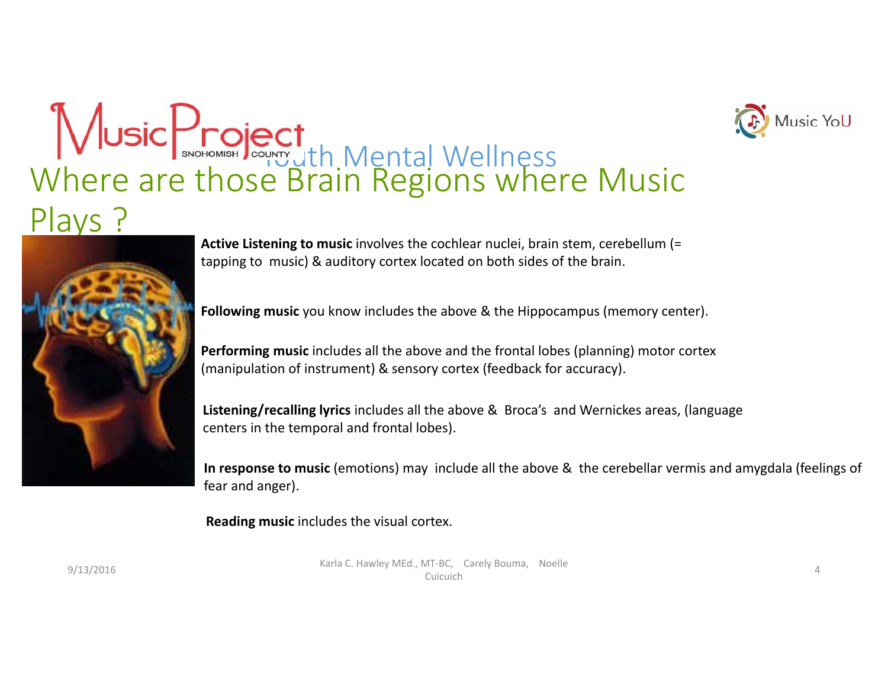# Youth Mental Wellness

## Where are those Brain Regions where Music Plays ?

**Active Listening to music** involves the cochlear nuclei, brain stem, cerebellum (= tapping to music) & auditory cortex located on both sides of the brain.

**Following music** you know includes the above & the Hippocampus (memory center).

**Performing music** includes all the above and the frontal lobes (planning) motor cortex (manipulation of instrument) & sensory cortex (feedback for accuracy).

**Listening/recalling lyrics** includes all the above & Broca's and Wernickes areas, (language centers in the temporal and frontal lobes).

**In response to music** (emotions) may include all the above & the cerebellar vermis and amygdala (feelings of fear and anger).

**Reading music** includes the visual cortex.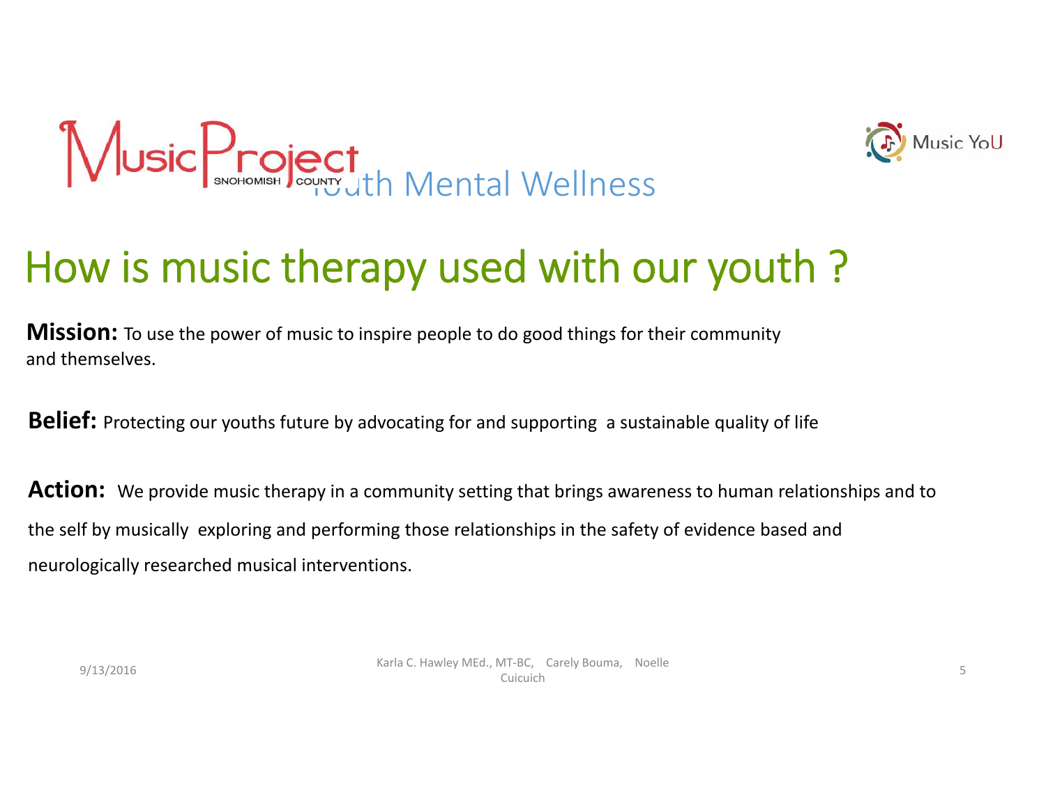MusicProject SNOHOMISH COUNTY Youth Mental Wellness

Music YoU

# How is music therapy used with our youth ?

**Mission:** To use the power of music to inspire people to do good things for their community and themselves.

**Belief:** Protecting our youths future by advocating for and supporting a sustainable quality of life

**Action:** We provide music therapy in a community setting that brings awareness to human relationships and to the self by musically exploring and performing those relationships in the safety of evidence based and neurologically researched musical interventions.